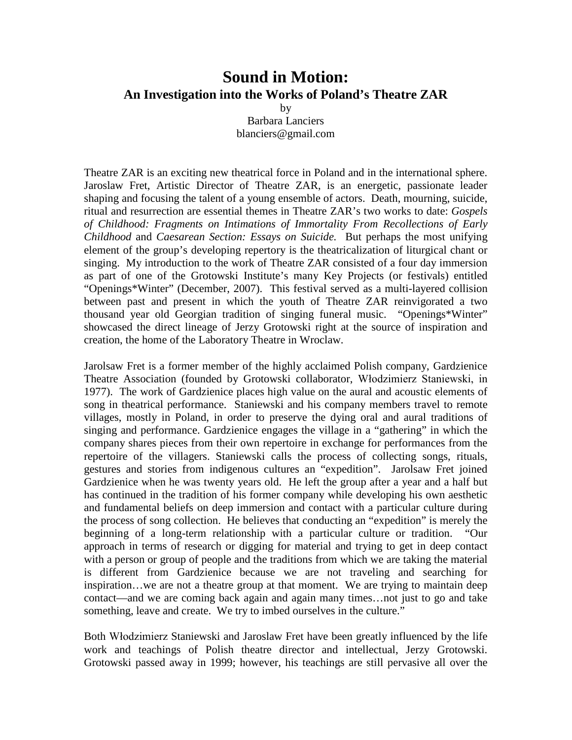# Sound in Motion:
## An Investigation into the Works of Poland's Theatre ZAR

by
Barbara Lanciers
blanciers@gmail.com

Theatre ZAR is an exciting new theatrical force in Poland and in the international sphere. Jaroslaw Fret, Artistic Director of Theatre ZAR, is an energetic, passionate leader shaping and focusing the talent of a young ensemble of actors. Death, mourning, suicide, ritual and resurrection are essential themes in Theatre ZAR's two works to date: *Gospels of Childhood: Fragments on Intimations of Immortality From Recollections of Early Childhood* and *Caesarean Section: Essays on Suicide.* But perhaps the most unifying element of the group's developing repertory is the theatricalization of liturgical chant or singing. My introduction to the work of Theatre ZAR consisted of a four day immersion as part of one of the Grotowski Institute's many Key Projects (or festivals) entitled "Openings*Winter" (December, 2007). This festival served as a multi-layered collision between past and present in which the youth of Theatre ZAR reinvigorated a two thousand year old Georgian tradition of singing funeral music. "Openings*Winter" showcased the direct lineage of Jerzy Grotowski right at the source of inspiration and creation, the home of the Laboratory Theatre in Wroclaw.

Jarolsaw Fret is a former member of the highly acclaimed Polish company, Gardzienice Theatre Association (founded by Grotowski collaborator, Włodzimierz Staniewski, in 1977). The work of Gardzienice places high value on the aural and acoustic elements of song in theatrical performance. Staniewski and his company members travel to remote villages, mostly in Poland, in order to preserve the dying oral and aural traditions of singing and performance. Gardzienice engages the village in a "gathering" in which the company shares pieces from their own repertoire in exchange for performances from the repertoire of the villagers. Staniewski calls the process of collecting songs, rituals, gestures and stories from indigenous cultures an "expedition". Jarolsaw Fret joined Gardzienice when he was twenty years old. He left the group after a year and a half but has continued in the tradition of his former company while developing his own aesthetic and fundamental beliefs on deep immersion and contact with a particular culture during the process of song collection. He believes that conducting an "expedition" is merely the beginning of a long-term relationship with a particular culture or tradition. "Our approach in terms of research or digging for material and trying to get in deep contact with a person or group of people and the traditions from which we are taking the material is different from Gardzienice because we are not traveling and searching for inspiration…we are not a theatre group at that moment. We are trying to maintain deep contact—and we are coming back again and again many times…not just to go and take something, leave and create. We try to imbed ourselves in the culture."

Both Włodzimierz Staniewski and Jaroslaw Fret have been greatly influenced by the life work and teachings of Polish theatre director and intellectual, Jerzy Grotowski. Grotowski passed away in 1999; however, his teachings are still pervasive all over the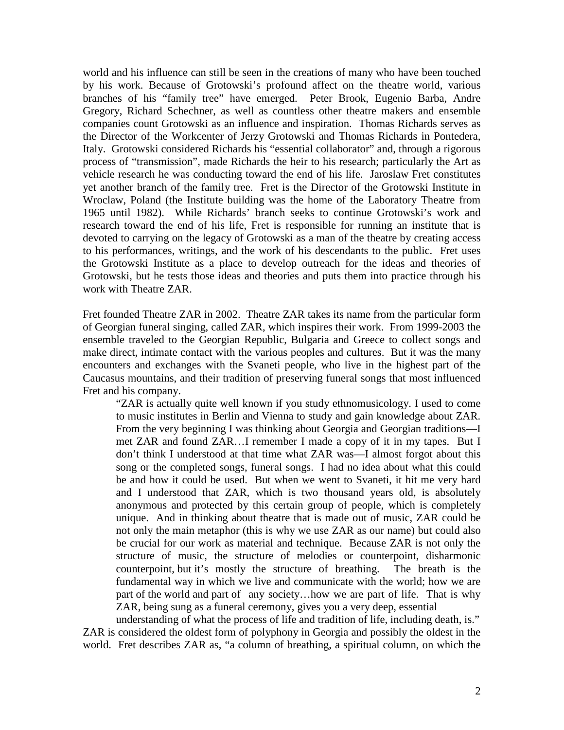world and his influence can still be seen in the creations of many who have been touched by his work. Because of Grotowski's profound affect on the theatre world, various branches of his "family tree" have emerged. Peter Brook, Eugenio Barba, Andre Gregory, Richard Schechner, as well as countless other theatre makers and ensemble companies count Grotowski as an influence and inspiration. Thomas Richards serves as the Director of the Workcenter of Jerzy Grotowski and Thomas Richards in Pontedera, Italy. Grotowski considered Richards his "essential collaborator" and, through a rigorous process of "transmission", made Richards the heir to his research; particularly the Art as vehicle research he was conducting toward the end of his life. Jaroslaw Fret constitutes yet another branch of the family tree. Fret is the Director of the Grotowski Institute in Wroclaw, Poland (the Institute building was the home of the Laboratory Theatre from 1965 until 1982). While Richards' branch seeks to continue Grotowski's work and research toward the end of his life, Fret is responsible for running an institute that is devoted to carrying on the legacy of Grotowski as a man of the theatre by creating access to his performances, writings, and the work of his descendants to the public. Fret uses the Grotowski Institute as a place to develop outreach for the ideas and theories of Grotowski, but he tests those ideas and theories and puts them into practice through his work with Theatre ZAR.

Fret founded Theatre ZAR in 2002. Theatre ZAR takes its name from the particular form of Georgian funeral singing, called ZAR, which inspires their work. From 1999-2003 the ensemble traveled to the Georgian Republic, Bulgaria and Greece to collect songs and make direct, intimate contact with the various peoples and cultures. But it was the many encounters and exchanges with the Svaneti people, who live in the highest part of the Caucasus mountains, and their tradition of preserving funeral songs that most influenced Fret and his company.

> "ZAR is actually quite well known if you study ethnomusicology. I used to come to music institutes in Berlin and Vienna to study and gain knowledge about ZAR. From the very beginning I was thinking about Georgia and Georgian traditions—I met ZAR and found ZAR…I remember I made a copy of it in my tapes. But I don't think I understood at that time what ZAR was—I almost forgot about this song or the completed songs, funeral songs. I had no idea about what this could be and how it could be used. But when we went to Svaneti, it hit me very hard and I understood that ZAR, which is two thousand years old, is absolutely anonymous and protected by this certain group of people, which is completely unique. And in thinking about theatre that is made out of music, ZAR could be not only the main metaphor (this is why we use ZAR as our name) but could also be crucial for our work as material and technique. Because ZAR is not only the structure of music, the structure of melodies or counterpoint, disharmonic counterpoint, but it's mostly the structure of breathing. The breath is the fundamental way in which we live and communicate with the world; how we are part of the world and part of any society…how we are part of life. That is why ZAR, being sung as a funeral ceremony, gives you a very deep, essential understanding of what the process of life and tradition of life, including death, is."

ZAR is considered the oldest form of polyphony in Georgia and possibly the oldest in the world. Fret describes ZAR as, "a column of breathing, a spiritual column, on which the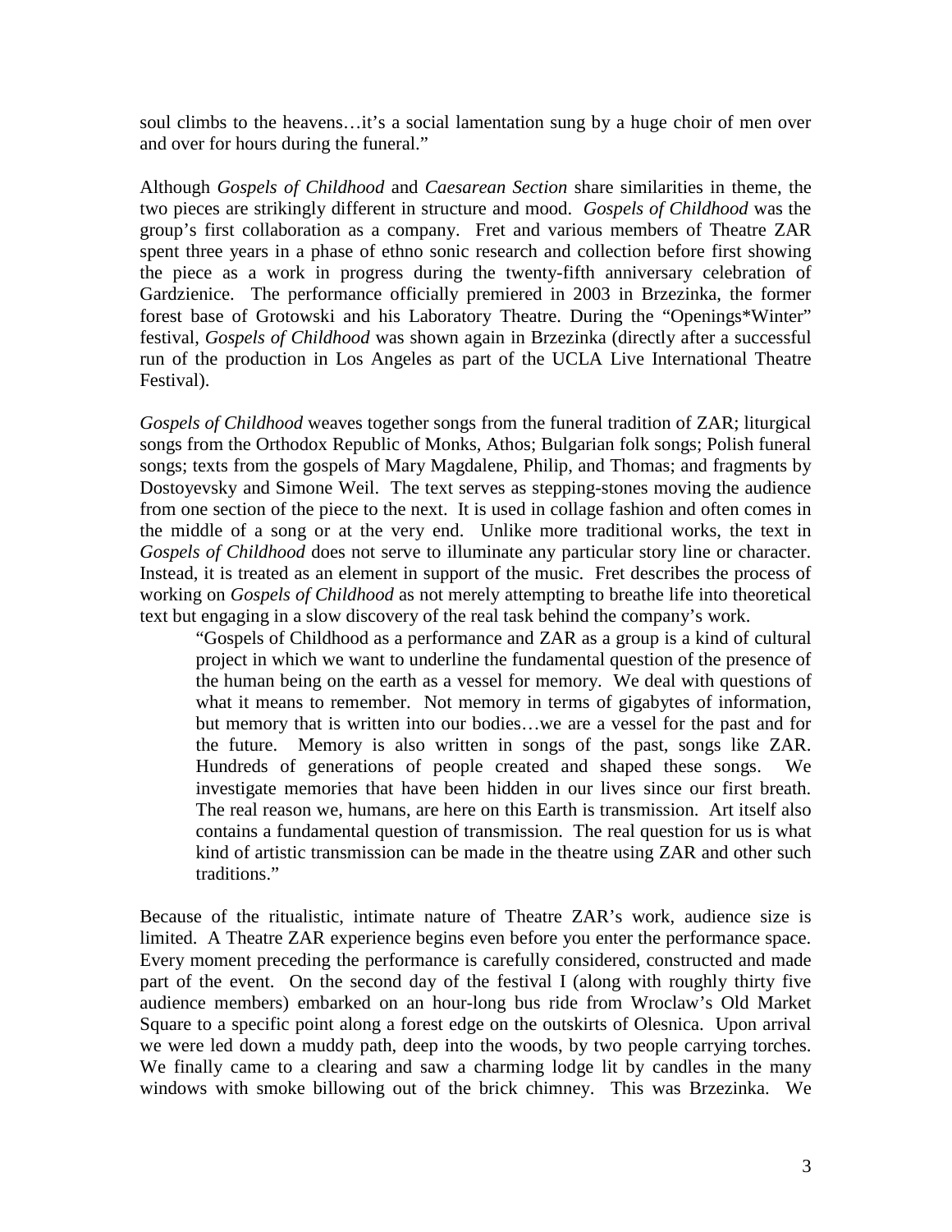soul climbs to the heavens…it's a social lamentation sung by a huge choir of men over and over for hours during the funeral."

Although *Gospels of Childhood* and *Caesarean Section* share similarities in theme, the two pieces are strikingly different in structure and mood. *Gospels of Childhood* was the group's first collaboration as a company. Fret and various members of Theatre ZAR spent three years in a phase of ethno sonic research and collection before first showing the piece as a work in progress during the twenty-fifth anniversary celebration of Gardzienice. The performance officially premiered in 2003 in Brzezinka, the former forest base of Grotowski and his Laboratory Theatre. During the "Openings*Winter" festival, *Gospels of Childhood* was shown again in Brzezinka (directly after a successful run of the production in Los Angeles as part of the UCLA Live International Theatre Festival).

*Gospels of Childhood* weaves together songs from the funeral tradition of ZAR; liturgical songs from the Orthodox Republic of Monks, Athos; Bulgarian folk songs; Polish funeral songs; texts from the gospels of Mary Magdalene, Philip, and Thomas; and fragments by Dostoyevsky and Simone Weil. The text serves as stepping-stones moving the audience from one section of the piece to the next. It is used in collage fashion and often comes in the middle of a song or at the very end. Unlike more traditional works, the text in *Gospels of Childhood* does not serve to illuminate any particular story line or character. Instead, it is treated as an element in support of the music. Fret describes the process of working on *Gospels of Childhood* as not merely attempting to breathe life into theoretical text but engaging in a slow discovery of the real task behind the company's work.

> "Gospels of Childhood as a performance and ZAR as a group is a kind of cultural project in which we want to underline the fundamental question of the presence of the human being on the earth as a vessel for memory. We deal with questions of what it means to remember. Not memory in terms of gigabytes of information, but memory that is written into our bodies…we are a vessel for the past and for the future. Memory is also written in songs of the past, songs like ZAR. Hundreds of generations of people created and shaped these songs. We investigate memories that have been hidden in our lives since our first breath. The real reason we, humans, are here on this Earth is transmission. Art itself also contains a fundamental question of transmission. The real question for us is what kind of artistic transmission can be made in the theatre using ZAR and other such traditions."

Because of the ritualistic, intimate nature of Theatre ZAR's work, audience size is limited. A Theatre ZAR experience begins even before you enter the performance space. Every moment preceding the performance is carefully considered, constructed and made part of the event. On the second day of the festival I (along with roughly thirty five audience members) embarked on an hour-long bus ride from Wroclaw's Old Market Square to a specific point along a forest edge on the outskirts of Olesnica. Upon arrival we were led down a muddy path, deep into the woods, by two people carrying torches. We finally came to a clearing and saw a charming lodge lit by candles in the many windows with smoke billowing out of the brick chimney. This was Brzezinka. We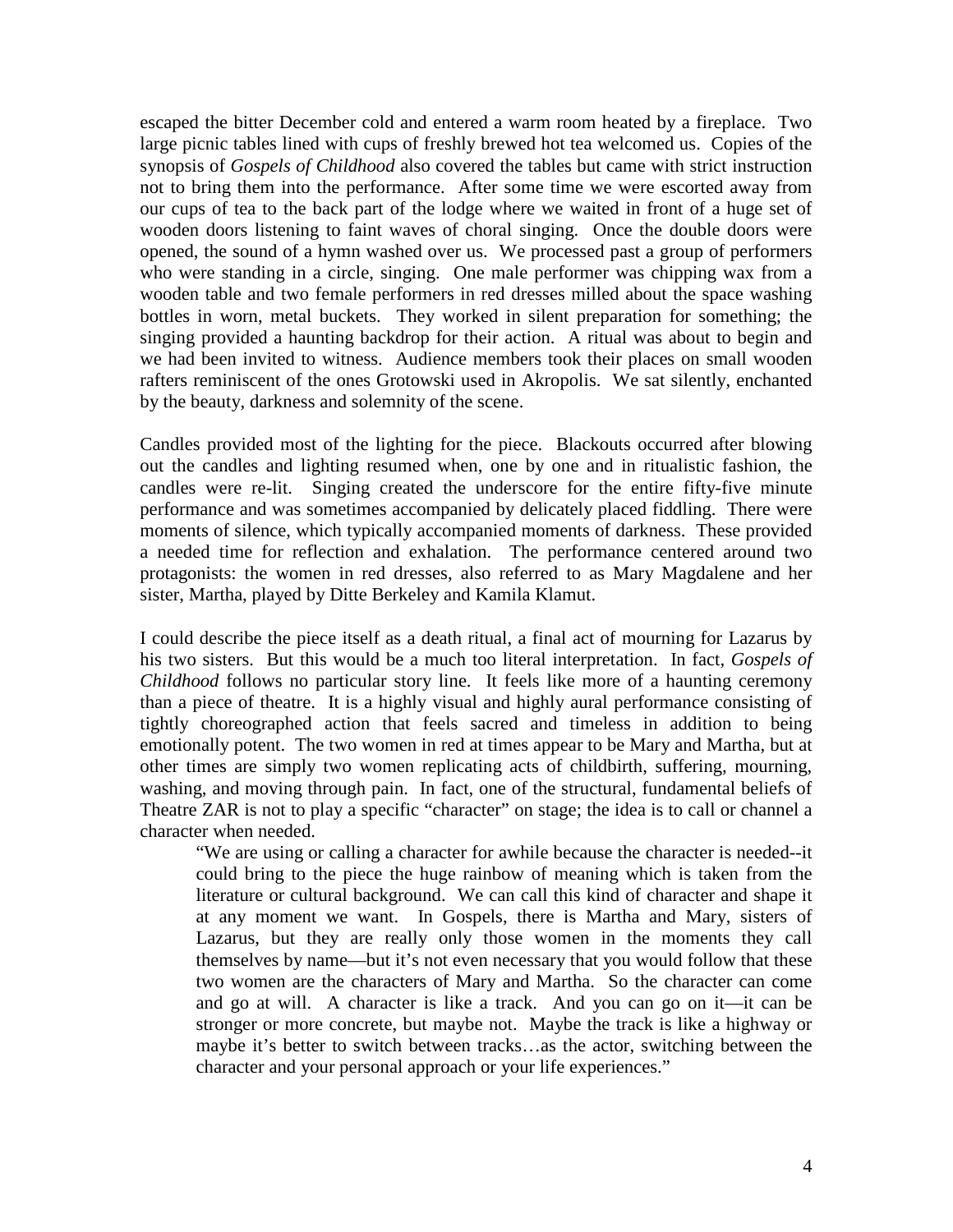escaped the bitter December cold and entered a warm room heated by a fireplace. Two large picnic tables lined with cups of freshly brewed hot tea welcomed us. Copies of the synopsis of *Gospels of Childhood* also covered the tables but came with strict instruction not to bring them into the performance. After some time we were escorted away from our cups of tea to the back part of the lodge where we waited in front of a huge set of wooden doors listening to faint waves of choral singing. Once the double doors were opened, the sound of a hymn washed over us. We processed past a group of performers who were standing in a circle, singing. One male performer was chipping wax from a wooden table and two female performers in red dresses milled about the space washing bottles in worn, metal buckets. They worked in silent preparation for something; the singing provided a haunting backdrop for their action. A ritual was about to begin and we had been invited to witness. Audience members took their places on small wooden rafters reminiscent of the ones Grotowski used in Akropolis. We sat silently, enchanted by the beauty, darkness and solemnity of the scene.

Candles provided most of the lighting for the piece. Blackouts occurred after blowing out the candles and lighting resumed when, one by one and in ritualistic fashion, the candles were re-lit. Singing created the underscore for the entire fifty-five minute performance and was sometimes accompanied by delicately placed fiddling. There were moments of silence, which typically accompanied moments of darkness. These provided a needed time for reflection and exhalation. The performance centered around two protagonists: the women in red dresses, also referred to as Mary Magdalene and her sister, Martha, played by Ditte Berkeley and Kamila Klamut.

I could describe the piece itself as a death ritual, a final act of mourning for Lazarus by his two sisters. But this would be a much too literal interpretation. In fact, *Gospels of Childhood* follows no particular story line. It feels like more of a haunting ceremony than a piece of theatre. It is a highly visual and highly aural performance consisting of tightly choreographed action that feels sacred and timeless in addition to being emotionally potent. The two women in red at times appear to be Mary and Martha, but at other times are simply two women replicating acts of childbirth, suffering, mourning, washing, and moving through pain. In fact, one of the structural, fundamental beliefs of Theatre ZAR is not to play a specific "character" on stage; the idea is to call or channel a character when needed.

> "We are using or calling a character for awhile because the character is needed--it could bring to the piece the huge rainbow of meaning which is taken from the literature or cultural background. We can call this kind of character and shape it at any moment we want. In Gospels, there is Martha and Mary, sisters of Lazarus, but they are really only those women in the moments they call themselves by name—but it's not even necessary that you would follow that these two women are the characters of Mary and Martha. So the character can come and go at will. A character is like a track. And you can go on it—it can be stronger or more concrete, but maybe not. Maybe the track is like a highway or maybe it's better to switch between tracks…as the actor, switching between the character and your personal approach or your life experiences."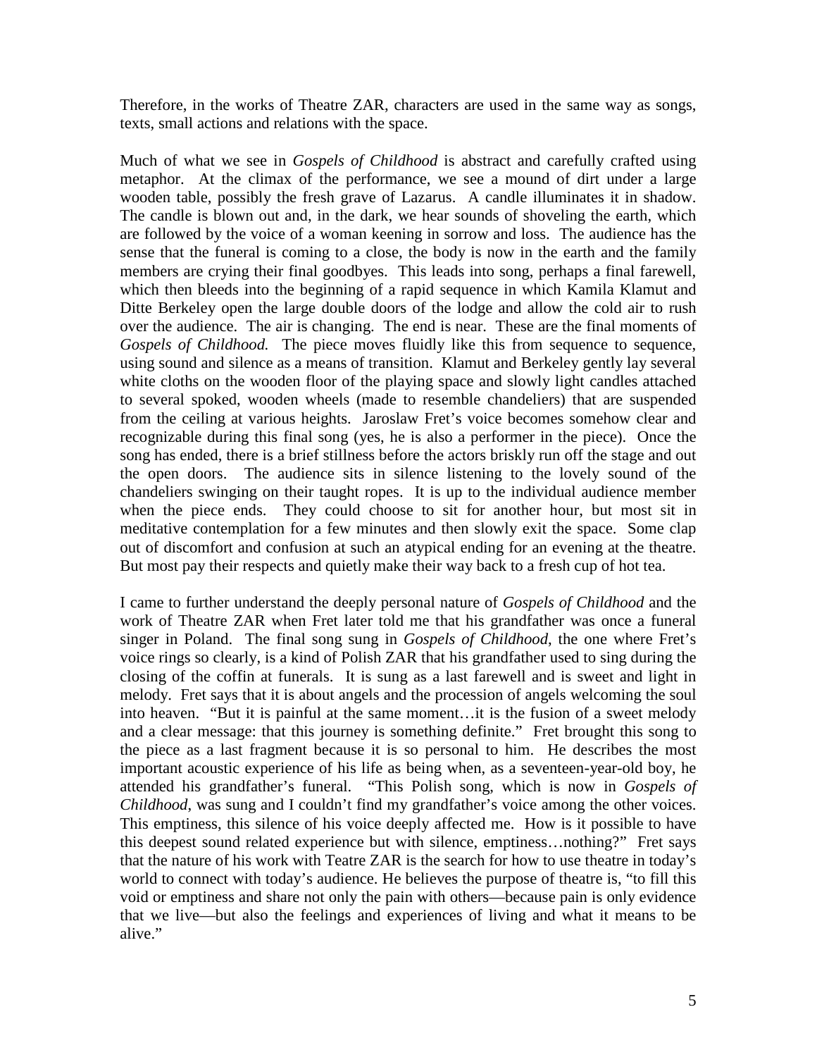Therefore, in the works of Theatre ZAR, characters are used in the same way as songs, texts, small actions and relations with the space.

Much of what we see in *Gospels of Childhood* is abstract and carefully crafted using metaphor. At the climax of the performance, we see a mound of dirt under a large wooden table, possibly the fresh grave of Lazarus. A candle illuminates it in shadow. The candle is blown out and, in the dark, we hear sounds of shoveling the earth, which are followed by the voice of a woman keening in sorrow and loss. The audience has the sense that the funeral is coming to a close, the body is now in the earth and the family members are crying their final goodbyes. This leads into song, perhaps a final farewell, which then bleeds into the beginning of a rapid sequence in which Kamila Klamut and Ditte Berkeley open the large double doors of the lodge and allow the cold air to rush over the audience. The air is changing. The end is near. These are the final moments of *Gospels of Childhood.* The piece moves fluidly like this from sequence to sequence, using sound and silence as a means of transition. Klamut and Berkeley gently lay several white cloths on the wooden floor of the playing space and slowly light candles attached to several spoked, wooden wheels (made to resemble chandeliers) that are suspended from the ceiling at various heights. Jaroslaw Fret's voice becomes somehow clear and recognizable during this final song (yes, he is also a performer in the piece). Once the song has ended, there is a brief stillness before the actors briskly run off the stage and out the open doors. The audience sits in silence listening to the lovely sound of the chandeliers swinging on their taught ropes. It is up to the individual audience member when the piece ends. They could choose to sit for another hour, but most sit in meditative contemplation for a few minutes and then slowly exit the space. Some clap out of discomfort and confusion at such an atypical ending for an evening at the theatre. But most pay their respects and quietly make their way back to a fresh cup of hot tea.

I came to further understand the deeply personal nature of *Gospels of Childhood* and the work of Theatre ZAR when Fret later told me that his grandfather was once a funeral singer in Poland. The final song sung in *Gospels of Childhood*, the one where Fret's voice rings so clearly, is a kind of Polish ZAR that his grandfather used to sing during the closing of the coffin at funerals. It is sung as a last farewell and is sweet and light in melody. Fret says that it is about angels and the procession of angels welcoming the soul into heaven. "But it is painful at the same moment…it is the fusion of a sweet melody and a clear message: that this journey is something definite." Fret brought this song to the piece as a last fragment because it is so personal to him. He describes the most important acoustic experience of his life as being when, as a seventeen-year-old boy, he attended his grandfather's funeral. "This Polish song, which is now in *Gospels of Childhood*, was sung and I couldn't find my grandfather's voice among the other voices. This emptiness, this silence of his voice deeply affected me. How is it possible to have this deepest sound related experience but with silence, emptiness…nothing?" Fret says that the nature of his work with Teatre ZAR is the search for how to use theatre in today's world to connect with today's audience. He believes the purpose of theatre is, "to fill this void or emptiness and share not only the pain with others—because pain is only evidence that we live—but also the feelings and experiences of living and what it means to be alive."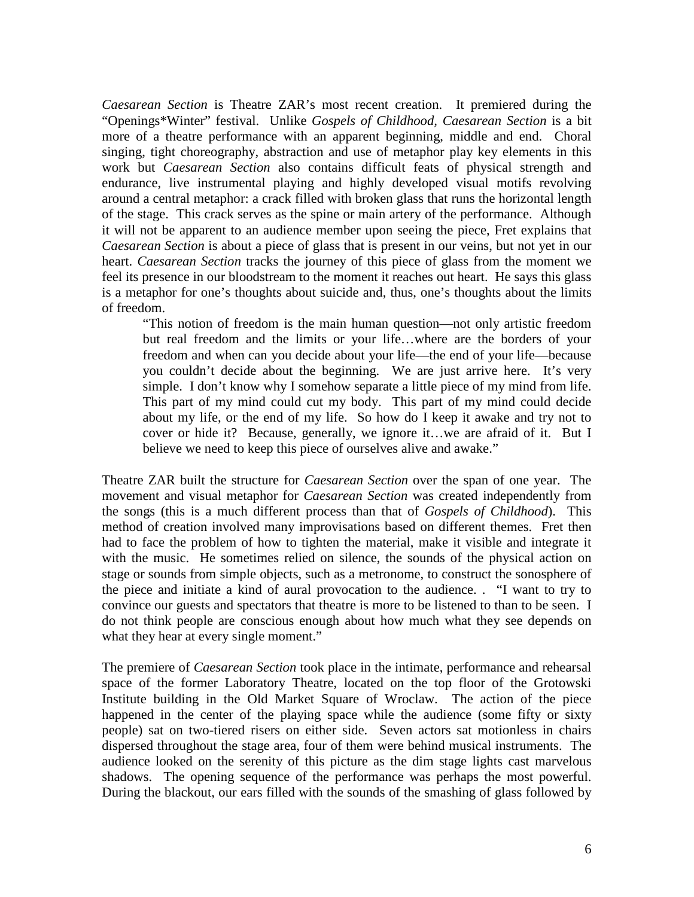*Caesarean Section* is Theatre ZAR's most recent creation. It premiered during the "Openings*Winter" festival. Unlike *Gospels of Childhood*, *Caesarean Section* is a bit more of a theatre performance with an apparent beginning, middle and end. Choral singing, tight choreography, abstraction and use of metaphor play key elements in this work but *Caesarean Section* also contains difficult feats of physical strength and endurance, live instrumental playing and highly developed visual motifs revolving around a central metaphor: a crack filled with broken glass that runs the horizontal length of the stage. This crack serves as the spine or main artery of the performance. Although it will not be apparent to an audience member upon seeing the piece, Fret explains that *Caesarean Section* is about a piece of glass that is present in our veins, but not yet in our heart. *Caesarean Section* tracks the journey of this piece of glass from the moment we feel its presence in our bloodstream to the moment it reaches out heart. He says this glass is a metaphor for one's thoughts about suicide and, thus, one's thoughts about the limits of freedom.

> "This notion of freedom is the main human question—not only artistic freedom but real freedom and the limits or your life…where are the borders of your freedom and when can you decide about your life—the end of your life—because you couldn't decide about the beginning. We are just arrive here. It's very simple. I don't know why I somehow separate a little piece of my mind from life. This part of my mind could cut my body. This part of my mind could decide about my life, or the end of my life. So how do I keep it awake and try not to cover or hide it? Because, generally, we ignore it…we are afraid of it. But I believe we need to keep this piece of ourselves alive and awake."

Theatre ZAR built the structure for *Caesarean Section* over the span of one year. The movement and visual metaphor for *Caesarean Section* was created independently from the songs (this is a much different process than that of *Gospels of Childhood*). This method of creation involved many improvisations based on different themes. Fret then had to face the problem of how to tighten the material, make it visible and integrate it with the music. He sometimes relied on silence, the sounds of the physical action on stage or sounds from simple objects, such as a metronome, to construct the sonosphere of the piece and initiate a kind of aural provocation to the audience. . "I want to try to convince our guests and spectators that theatre is more to be listened to than to be seen. I do not think people are conscious enough about how much what they see depends on what they hear at every single moment."

The premiere of *Caesarean Section* took place in the intimate, performance and rehearsal space of the former Laboratory Theatre, located on the top floor of the Grotowski Institute building in the Old Market Square of Wroclaw. The action of the piece happened in the center of the playing space while the audience (some fifty or sixty people) sat on two-tiered risers on either side. Seven actors sat motionless in chairs dispersed throughout the stage area, four of them were behind musical instruments. The audience looked on the serenity of this picture as the dim stage lights cast marvelous shadows. The opening sequence of the performance was perhaps the most powerful. During the blackout, our ears filled with the sounds of the smashing of glass followed by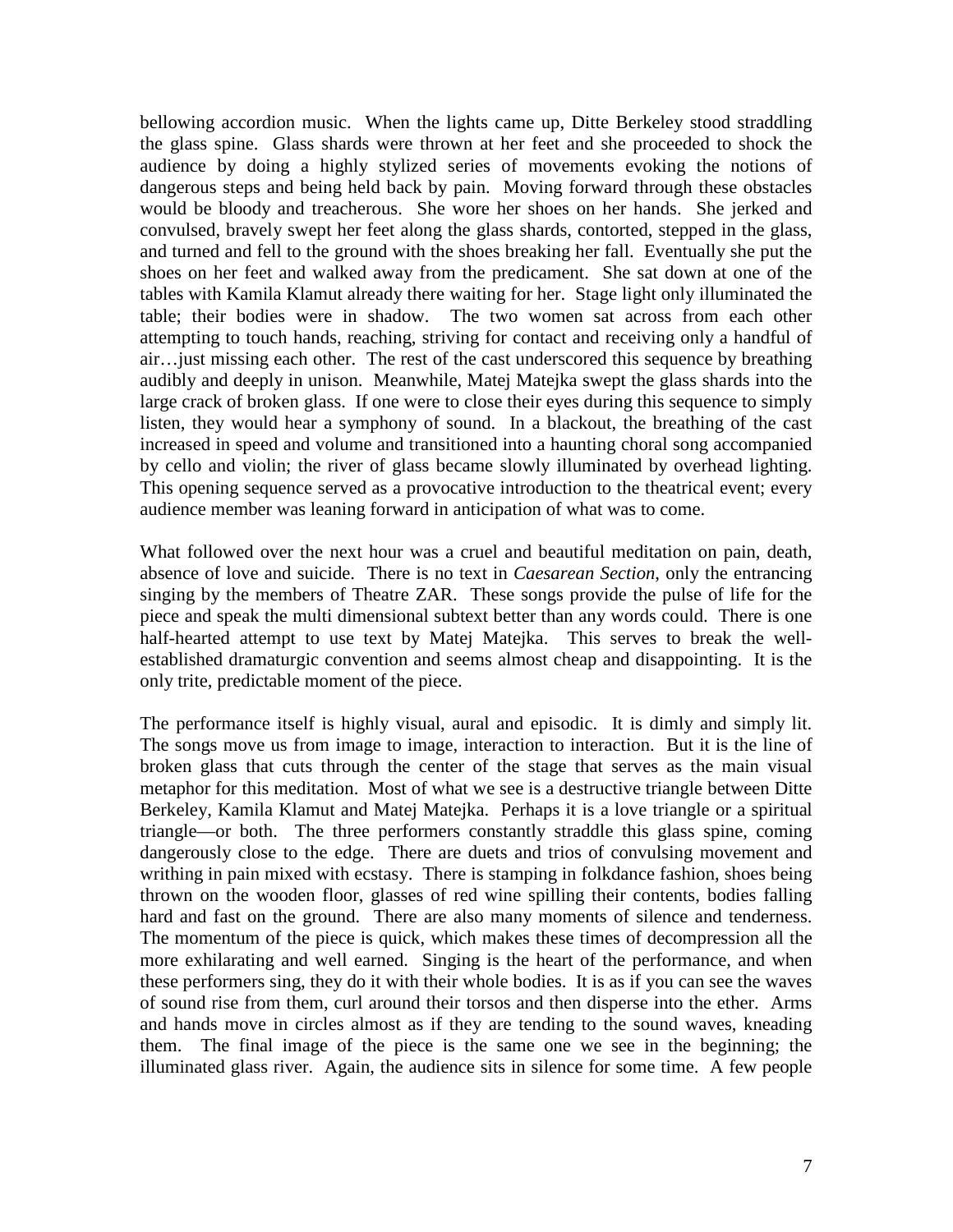bellowing accordion music. When the lights came up, Ditte Berkeley stood straddling the glass spine. Glass shards were thrown at her feet and she proceeded to shock the audience by doing a highly stylized series of movements evoking the notions of dangerous steps and being held back by pain. Moving forward through these obstacles would be bloody and treacherous. She wore her shoes on her hands. She jerked and convulsed, bravely swept her feet along the glass shards, contorted, stepped in the glass, and turned and fell to the ground with the shoes breaking her fall. Eventually she put the shoes on her feet and walked away from the predicament. She sat down at one of the tables with Kamila Klamut already there waiting for her. Stage light only illuminated the table; their bodies were in shadow. The two women sat across from each other attempting to touch hands, reaching, striving for contact and receiving only a handful of air…just missing each other. The rest of the cast underscored this sequence by breathing audibly and deeply in unison. Meanwhile, Matej Matejka swept the glass shards into the large crack of broken glass. If one were to close their eyes during this sequence to simply listen, they would hear a symphony of sound. In a blackout, the breathing of the cast increased in speed and volume and transitioned into a haunting choral song accompanied by cello and violin; the river of glass became slowly illuminated by overhead lighting. This opening sequence served as a provocative introduction to the theatrical event; every audience member was leaning forward in anticipation of what was to come.

What followed over the next hour was a cruel and beautiful meditation on pain, death, absence of love and suicide. There is no text in *Caesarean Section*, only the entrancing singing by the members of Theatre ZAR. These songs provide the pulse of life for the piece and speak the multi dimensional subtext better than any words could. There is one half-hearted attempt to use text by Matej Matejka. This serves to break the well-established dramaturgic convention and seems almost cheap and disappointing. It is the only trite, predictable moment of the piece.

The performance itself is highly visual, aural and episodic. It is dimly and simply lit. The songs move us from image to image, interaction to interaction. But it is the line of broken glass that cuts through the center of the stage that serves as the main visual metaphor for this meditation. Most of what we see is a destructive triangle between Ditte Berkeley, Kamila Klamut and Matej Matejka. Perhaps it is a love triangle or a spiritual triangle—or both. The three performers constantly straddle this glass spine, coming dangerously close to the edge. There are duets and trios of convulsing movement and writhing in pain mixed with ecstasy. There is stamping in folkdance fashion, shoes being thrown on the wooden floor, glasses of red wine spilling their contents, bodies falling hard and fast on the ground. There are also many moments of silence and tenderness. The momentum of the piece is quick, which makes these times of decompression all the more exhilarating and well earned. Singing is the heart of the performance, and when these performers sing, they do it with their whole bodies. It is as if you can see the waves of sound rise from them, curl around their torsos and then disperse into the ether. Arms and hands move in circles almost as if they are tending to the sound waves, kneading them. The final image of the piece is the same one we see in the beginning; the illuminated glass river. Again, the audience sits in silence for some time. A few people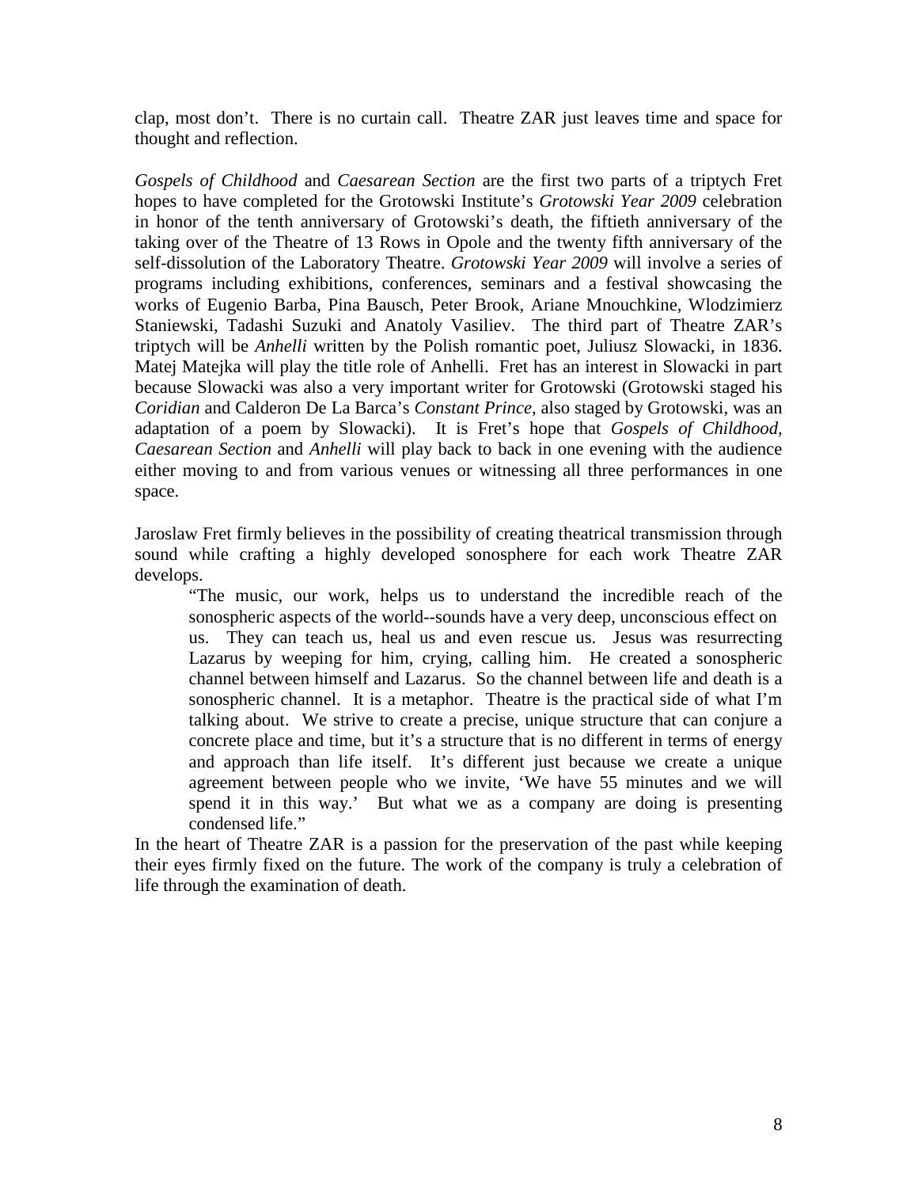clap, most don't. There is no curtain call. Theatre ZAR just leaves time and space for thought and reflection.

*Gospels of Childhood* and *Caesarean Section* are the first two parts of a triptych Fret hopes to have completed for the Grotowski Institute's *Grotowski Year 2009* celebration in honor of the tenth anniversary of Grotowski's death, the fiftieth anniversary of the taking over of the Theatre of 13 Rows in Opole and the twenty fifth anniversary of the self-dissolution of the Laboratory Theatre. *Grotowski Year 2009* will involve a series of programs including exhibitions, conferences, seminars and a festival showcasing the works of Eugenio Barba, Pina Bausch, Peter Brook, Ariane Mnouchkine, Wlodzimierz Staniewski, Tadashi Suzuki and Anatoly Vasiliev. The third part of Theatre ZAR's triptych will be *Anhelli* written by the Polish romantic poet, Juliusz Slowacki, in 1836. Matej Matejka will play the title role of Anhelli. Fret has an interest in Slowacki in part because Slowacki was also a very important writer for Grotowski (Grotowski staged his *Coridian* and Calderon De La Barca's *Constant Prince*, also staged by Grotowski, was an adaptation of a poem by Slowacki). It is Fret's hope that *Gospels of Childhood*, *Caesarean Section* and *Anhelli* will play back to back in one evening with the audience either moving to and from various venues or witnessing all three performances in one space.

Jaroslaw Fret firmly believes in the possibility of creating theatrical transmission through sound while crafting a highly developed sonosphere for each work Theatre ZAR develops.

> "The music, our work, helps us to understand the incredible reach of the sonospheric aspects of the world--sounds have a very deep, unconscious effect on us. They can teach us, heal us and even rescue us. Jesus was resurrecting Lazarus by weeping for him, crying, calling him. He created a sonospheric channel between himself and Lazarus. So the channel between life and death is a sonospheric channel. It is a metaphor. Theatre is the practical side of what I'm talking about. We strive to create a precise, unique structure that can conjure a concrete place and time, but it's a structure that is no different in terms of energy and approach than life itself. It's different just because we create a unique agreement between people who we invite, 'We have 55 minutes and we will spend it in this way.' But what we as a company are doing is presenting condensed life."

In the heart of Theatre ZAR is a passion for the preservation of the past while keeping their eyes firmly fixed on the future. The work of the company is truly a celebration of life through the examination of death.